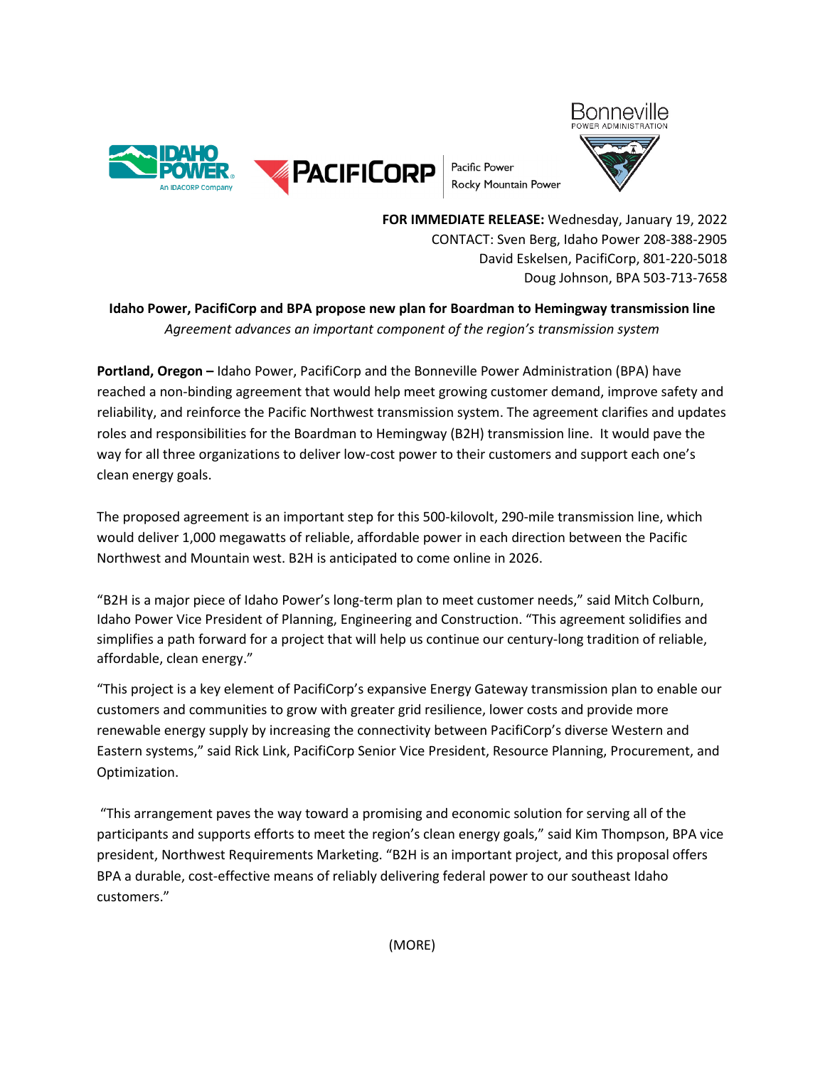**FOR IMMEDIATE RELEASE:** Wednesday, January 19, 2022
CONTACT: Sven Berg, Idaho Power 208-388-2905
David Eskelsen, PacifiCorp, 801-220-5018
Doug Johnson, BPA 503-713-7658

**Idaho Power, PacifiCorp and BPA propose new plan for Boardman to Hemingway transmission line**

*Agreement advances an important component of the region's transmission system*

**Portland, Oregon –** Idaho Power, PacifiCorp and the Bonneville Power Administration (BPA) have reached a non-binding agreement that would help meet growing customer demand, improve safety and reliability, and reinforce the Pacific Northwest transmission system. The agreement clarifies and updates roles and responsibilities for the Boardman to Hemingway (B2H) transmission line. It would pave the way for all three organizations to deliver low-cost power to their customers and support each one's clean energy goals.

The proposed agreement is an important step for this 500-kilovolt, 290-mile transmission line, which would deliver 1,000 megawatts of reliable, affordable power in each direction between the Pacific Northwest and Mountain west. B2H is anticipated to come online in 2026.

"B2H is a major piece of Idaho Power's long-term plan to meet customer needs," said Mitch Colburn, Idaho Power Vice President of Planning, Engineering and Construction. "This agreement solidifies and simplifies a path forward for a project that will help us continue our century-long tradition of reliable, affordable, clean energy."

"This project is a key element of PacifiCorp's expansive Energy Gateway transmission plan to enable our customers and communities to grow with greater grid resilience, lower costs and provide more renewable energy supply by increasing the connectivity between PacifiCorp's diverse Western and Eastern systems," said Rick Link, PacifiCorp Senior Vice President, Resource Planning, Procurement, and Optimization.

"This arrangement paves the way toward a promising and economic solution for serving all of the participants and supports efforts to meet the region's clean energy goals," said Kim Thompson, BPA vice president, Northwest Requirements Marketing. "B2H is an important project, and this proposal offers BPA a durable, cost-effective means of reliably delivering federal power to our southeast Idaho customers."

(MORE)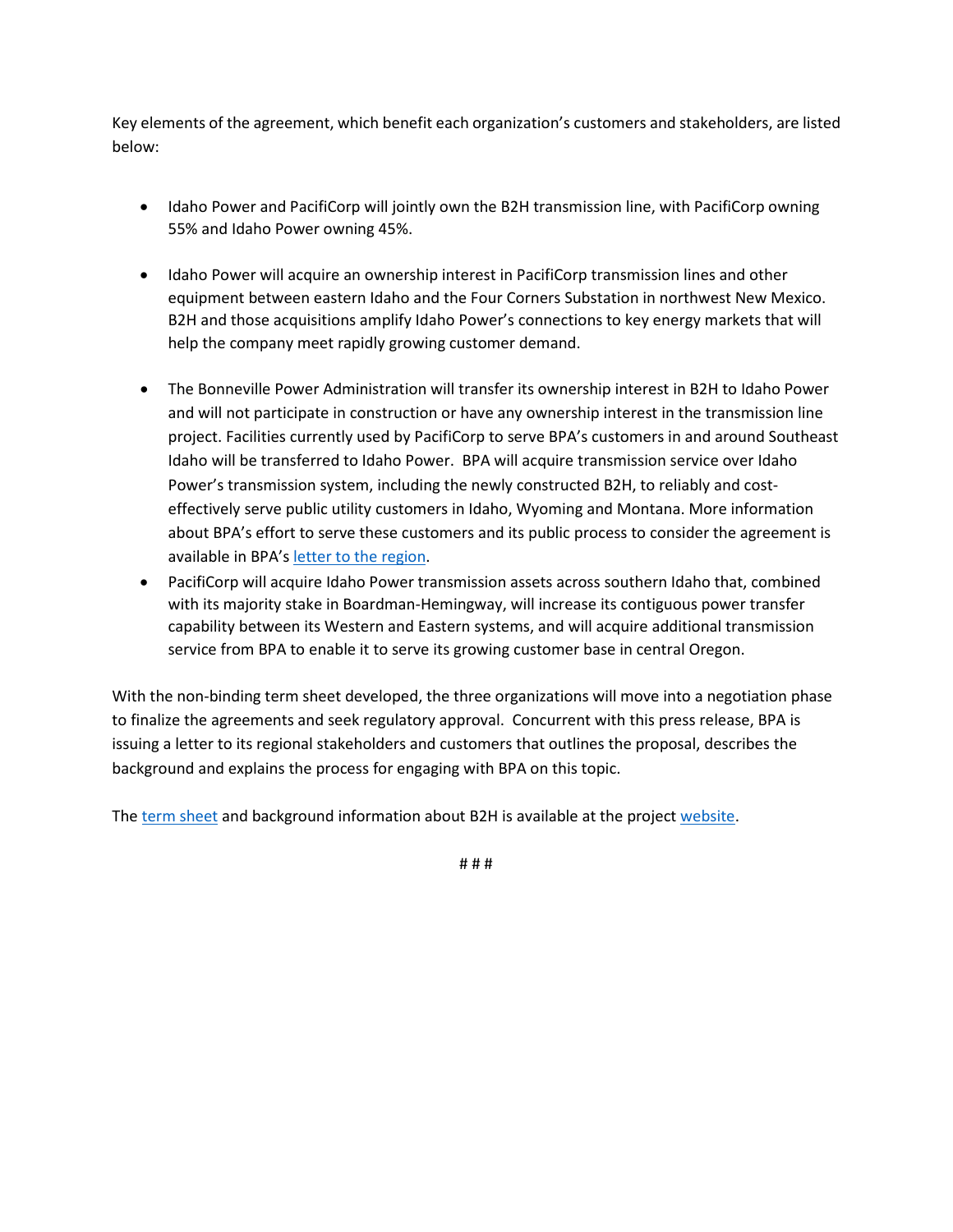Key elements of the agreement, which benefit each organization's customers and stakeholders, are listed below:

- Idaho Power and PacifiCorp will jointly own the B2H transmission line, with PacifiCorp owning 55% and Idaho Power owning 45%.

- Idaho Power will acquire an ownership interest in PacifiCorp transmission lines and other equipment between eastern Idaho and the Four Corners Substation in northwest New Mexico. B2H and those acquisitions amplify Idaho Power's connections to key energy markets that will help the company meet rapidly growing customer demand.

- The Bonneville Power Administration will transfer its ownership interest in B2H to Idaho Power and will not participate in construction or have any ownership interest in the transmission line project. Facilities currently used by PacifiCorp to serve BPA's customers in and around Southeast Idaho will be transferred to Idaho Power. BPA will acquire transmission service over Idaho Power's transmission system, including the newly constructed B2H, to reliably and cost-effectively serve public utility customers in Idaho, Wyoming and Montana. More information about BPA's effort to serve these customers and its public process to consider the agreement is available in BPA's letter to the region.
- PacifiCorp will acquire Idaho Power transmission assets across southern Idaho that, combined with its majority stake in Boardman-Hemingway, will increase its contiguous power transfer capability between its Western and Eastern systems, and will acquire additional transmission service from BPA to enable it to serve its growing customer base in central Oregon.

With the non-binding term sheet developed, the three organizations will move into a negotiation phase to finalize the agreements and seek regulatory approval. Concurrent with this press release, BPA is issuing a letter to its regional stakeholders and customers that outlines the proposal, describes the background and explains the process for engaging with BPA on this topic.

The term sheet and background information about B2H is available at the project website.

# # #